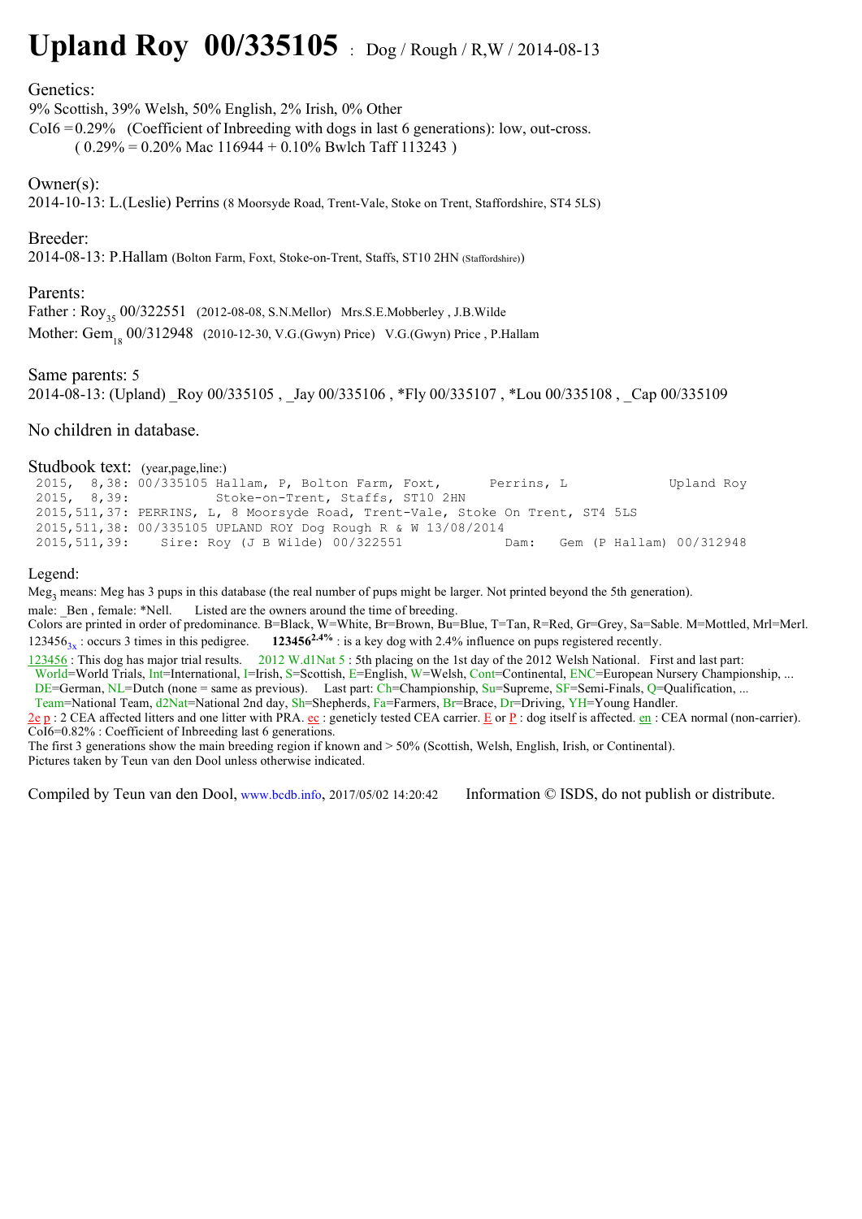# Upland Roy 00/335105 : Dog / Rough / R,W / 2014-08-13

Genetics:
9% Scottish, 39% Welsh, 50% English, 2% Irish, 0% Other
CoI6 = 0.29% (Coefficient of Inbreeding with dogs in last 6 generations): low, out-cross.
( 0.29% = 0.20% Mac 116944 + 0.10% Bwlch Taff 113243 )

Owner(s):
2014-10-13: L.(Leslie) Perrins (8 Moorsyde Road, Trent-Vale, Stoke on Trent, Staffordshire, ST4 5LS)

Breeder:
2014-08-13: P.Hallam (Bolton Farm, Foxt, Stoke-on-Trent, Staffs, ST10 2HN (Staffordshire))

Parents:
Father : $\text{Roy}_{35}$ 00/322551 (2012-08-08, S.N.Mellor) Mrs.S.E.Mobberley , J.B.Wilde
Mother: $\text{Gem}_{18}$ 00/312948 (2010-12-30, V.G.(Gwyn) Price) V.G.(Gwyn) Price , P.Hallam

Same parents: 5
2014-08-13: (Upland) _Roy 00/335105 , _Jay 00/335106 , *Fly 00/335107 , *Lou 00/335108 , _Cap 00/335109

No children in database.

Studbook text: (year,page,line:)

```
2015,  8,38: 00/335105 Hallam, P, Bolton Farm, Foxt,      Perrins, L            Upland Roy
2015,  8,39:           Stoke-on-Trent, Staffs, ST10 2HN
2015,511,37: PERRINS, L, 8 Moorsyde Road, Trent-Vale, Stoke On Trent, ST4 5LS
2015,511,38: 00/335105 UPLAND ROY Dog Rough R & W 13/08/2014
2015,511,39:    Sire: Roy (J B Wilde) 00/322551             Dam:   Gem (P Hallam) 00/312948
```

Legend:
$\text{Meg}_3$ means: Meg has 3 pups in this database (the real number of pups might be larger. Not printed beyond the 5th generation).
male: _Ben , female: *Nell. Listed are the owners around the time of breeding.
Colors are printed in order of predominance. B=Black, W=White, Br=Brown, Bu=Blue, T=Tan, R=Red, Gr=Grey, Sa=Sable. M=Mottled, Mrl=Merl.
$123456_{3x}$ : occurs 3 times in this pedigree. **$123456^{2.4\%}$** : is a key dog with 2.4% influence on pups registered recently.
123456 : This dog has major trial results. 2012 W.d1Nat 5 : 5th placing on the 1st day of the 2012 Welsh National. First and last part:
World=World Trials, Int=International, I=Irish, S=Scottish, E=English, W=Welsh, Cont=Continental, ENC=European Nursery Championship, ...
DE=German, NL=Dutch (none = same as previous). Last part: Ch=Championship, Su=Supreme, SF=Semi-Finals, Q=Qualification, ...
Team=National Team, d2Nat=National 2nd day, Sh=Shepherds, Fa=Farmers, Br=Brace, Dr=Driving, YH=Young Handler.
2e p : 2 CEA affected litters and one litter with PRA. ec : geneticly tested CEA carrier. E or P : dog itself is affected. en : CEA normal (non-carrier).
CoI6=0.82% : Coefficient of Inbreeding last 6 generations.
The first 3 generations show the main breeding region if known and > 50% (Scottish, Welsh, English, Irish, or Continental).
Pictures taken by Teun van den Dool unless otherwise indicated.

Compiled by Teun van den Dool, www.bcdb.info, 2017/05/02 14:20:42 Information © ISDS, do not publish or distribute.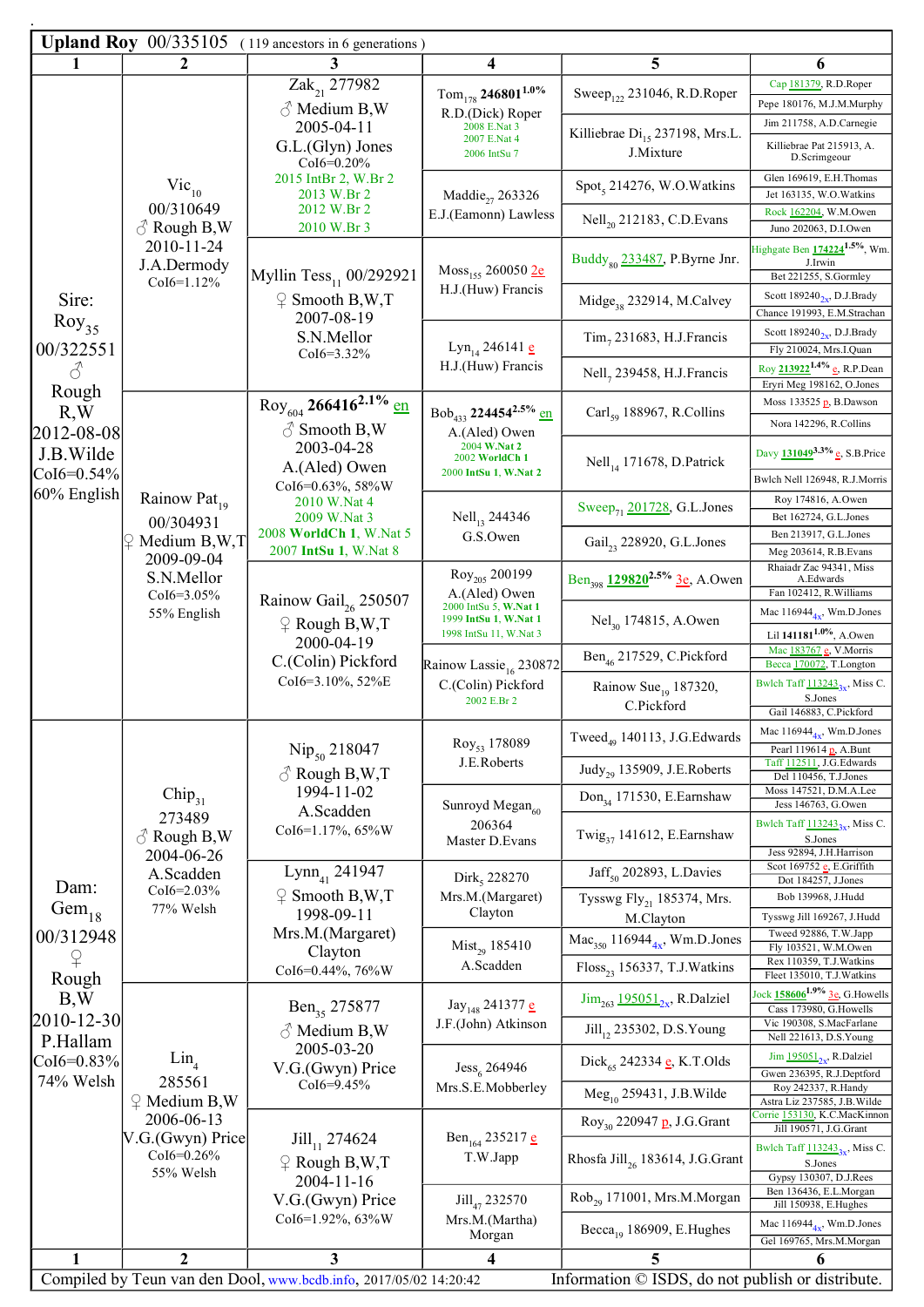**Upland Roy** 00/335105 ( 119 ancestors in 6 generations )

| 1 | 2 | 3 | 4 | 5 | 6 |
|---|---|---|---|---|---|
| Sire: Roy$_{35}$ 00/322551 ♂ Rough R,W 2012-08-08 J.B.Wilde CoI6=0.54% 60% English | Vic$_{10}$ 00/310649 ♂ Rough B,W 2010-11-24 J.A.Dermody CoI6=1.12% | Zak$_{21}$ 277982 ♂ Medium B,W 2005-04-11 G.L.(Glyn) Jones CoI6=0.20% 2015 IntBr 2, W.Br 2 2013 W.Br 2 2012 W.Br 2 2010 W.Br 3 | Tom$_{178}$ **246801** 1.0% R.D.(Dick) Roper 2008 E.Nat 3 2007 E.Nat 4 2006 IntSu 7 | Sweep$_{122}$ 231046, R.D.Roper | Cap 181379, R.D.Roper |
| | | | | | Pepe 180176, M.J.M.Murphy |
| | | | | Killiebrae Di$_{15}$ 237198, Mrs.L. J.Mixture | Jim 211758, A.D.Carnegie |
| | | | | | Killiebrae Pat 215914, A. D.Scrimgeour |
| | | | Maddie$_{27}$ 263326 E.J.(Eamonn) Lawless | Spot$_{5}$ 214276, W.O.Watkins | Glen 169619, E.H.Thomas |
| | | | | | Jet 163135, W.O.Watkins |
| | | | | Nell$_{20}$ 212183, C.D.Evans | Rock 162204, W.M.Owen |
| | | | | | Juno 202063, D.I.Owen |
| | | Myllin Tess$_{11}$ 00/292921 ♀ Smooth B,W,T 2007-08-19 S.N.Mellor CoI6=3.32% | Moss$_{155}$ 260050 2e H.J.(Huw) Francis | Buddy$_{80}$ 233487, P.Byrne Jnr. | Highgate Ben **174224** 1.5%, Wm. J.Irwin |
| | | | | | Bet 221255, S.Gormley |
| | | | | Midge$_{38}$ 232914, M.Calvey | Scott 189240 2x, D.J.Brady |
| | | | | | Chance 191993, E.M.Strachan |
| | | | Lyn$_{14}$ 246141 e H.J.(Huw) Francis | Tim$_{7}$ 231683, H.J.Francis | Scott 189240 2x, D.J.Brady |
| | | | | | Fly 210024, Mrs.I.Quan |
| | | | | Nell$_{7}$ 239458, H.J.Francis | Roy **213922** 1.4% e, R.P.Dean |
| | | | | | Eryri Meg 198162, O.Jones |
| | Rainow Pat$_{19}$ 00/304931 ♀ Medium B,W,T 2009-09-04 S.N.Mellor CoI6=3.05% 55% English | Roy$_{604}$ **266416** 2.1% en ♂ Smooth B,W 2003-04-28 A.(Aled) Owen CoI6=0.63%, 58%W 2010 W.Nat 4 2009 W.Nat 3 2008 **WorldCh 1**, W.Nat 5 2007 **IntSu 1**, W.Nat 8 | Bob$_{433}$ **224454** 2.5% en A.(Aled) Owen **2004 W.Nat 2** **2002 WorldCh 1** **2000 IntSu 1, W.Nat 2** | Carl$_{59}$ 188967, R.Collins | Moss 133525 p, B.Dawson |
| | | | | | Nora 142296, R.Collins |
| | | | | Nell$_{14}$ 171678, D.Patrick | Davy **131049** 3.3% e, S.B.Price |
| | | | | | Bwlch Nell 126948, R.J.Morris |
| | | | Nell$_{13}$ 244346 G.S.Owen | Sweep$_{71}$ 201728, G.L.Jones | Roy 174816, A.Owen |
| | | | | | Bet 162724, G.L.Jones |
| | | | | Gail$_{23}$ 228920, G.L.Jones | Ben 213917, G.L.Jones |
| | | | | | Meg 203614, R.B.Evans |
| | | Rainow Gail$_{26}$ 250507 ♀ Rough B,W,T 2000-04-19 C.(Colin) Pickford CoI6=3.10%, 52%E | Roy$_{205}$ 200199 A.(Aled) Owen 2000 IntSu 5, **W.Nat 1** 1999 **IntSu 1, W.Nat 1** 1998 IntSu 11, W.Nat 3 | Ben$_{398}$ **129820** 2.5% 3e, A.Owen | Rhaiadr Zac 94341, Miss A.Edwards |
| | | | | | Fan 102412, R.Williams |
| | | | | Nel$_{30}$ 174815, A.Owen | Mac 116944 4x, Wm.D.Jones |
| | | | | | Lil **141181** 1.0%, A.Owen |
| | | | Rainow Lassie$_{16}$ 230872 C.(Colin) Pickford 2002 E.Br 2 | Ben$_{46}$ 217529, C.Pickford | Mac 183767 e, V.Morris |
| | | | | | Becca 170072, T.Longton |
| | | | | Rainow Sue$_{19}$ 187320, C.Pickford | Bwlch Taff 113243 3x, Miss C. S.Jones |
| | | | | | Gail 146883, C.Pickford |
| Dam: Gem$_{18}$ 00/312948 ♀ Rough B,W 2010-12-30 P.Hallam CoI6=0.83% 74% Welsh | Chip$_{31}$ 273489 ♂ Rough B,W 2004-06-26 A.Scadden CoI6=2.03% 77% Welsh | Nip$_{50}$ 218047 ♂ Rough B,W,T 1994-11-02 A.Scadden CoI6=1.17%, 65%W | Roy$_{53}$ 178089 J.E.Roberts | Tweed$_{49}$ 140113, J.G.Edwards | Mac 116944 4x, Wm.D.Jones |
| | | | | | Pearl 119614 p, A.Bunt |
| | | | | Judy$_{29}$ 135909, J.E.Roberts | Taff 112511, J.G.Edwards |
| | | | | | Del 110456, T.J.Jones |
| | | | Sunroyd Megan$_{60}$ 206364 Master D.Evans | Don$_{34}$ 171530, E.Earnshaw | Moss 147521, D.M.A.Lee |
| | | | | | Jess 146763, G.Owen |
| | | | | Twig$_{37}$ 141612, E.Earnshaw | Bwlch Taff 113243 3x, Miss C. S.Jones |
| | | | | | Jess 92894, J.H.Harrison |
| | | Lynn$_{41}$ 241947 ♀ Smooth B,W,T 1998-09-11 Mrs.M.(Margaret) Clayton CoI6=0.44%, 76%W | Dirk$_{5}$ 228270 Mrs.M.(Margaret) Clayton | Jaff$_{50}$ 202893, L.Davies | Scot 169752 e, E.Griffith |
| | | | | | Dot 184257, J.Jones |
| | | | | Tysswg Fly$_{21}$ 185374, Mrs. M.Clayton | Bob 139968, J.Hudd |
| | | | | | Tysswg Jill 169267, J.Hudd |
| | | | Mist$_{15}$ 185410 A.Scadden | Mac$_{350}$ 116944 4x, Wm.D.Jones | Tweed 92886, T.W.Japp |
| | | | | | Fly 103521, W.M.Owen |
| | | | | Floss$_{23}$ 156337, T.J.Watkins | Rex 110359, T.J.Watkins |
| | | | | | Fleet 135010, T.J.Watkins |
| | Lin$_{4}$ 285561 ♀ Medium B,W 2006-06-13 V.G.(Gwyn) Price CoI6=0.26% 55% Welsh | Ben$_{35}$ 275877 ♂ Medium B,W 2005-03-20 V.G.(Gwyn) Price CoI6=9.45% | Jay$_{148}$ 241377 e J.F.(John) Atkinson | Jim$_{263}$ 195051 2x, R.Dalziel | Jock **158606** 1.9% 3e, G.Howells |
| | | | | | Cass 173980, G.Howells |
| | | | | Jill$_{12}$ 235302, D.S.Young | Vic 190308, S.MacFarlane |
| | | | | | Nell 221613, D.S.Young |
| | | | Jess$_{6}$ 264946 Mrs.S.E.Mobberley | Dick$_{65}$ 242334 e, K.T.Olds | Jim 195051 2x, R.Dalziel |
| | | | | | Gwen 236395, R.J.Deptford |
| | | | | Meg$_{10}$ 259431, J.B.Wilde | Roy 242337, R.Handy |
| | | | | | Astra Liz 237585, J.B.Wilde |
| | | Jill$_{11}$ 274624 ♀ Rough B,W,T 2004-11-16 V.G.(Gwyn) Price CoI6=1.92%, 63%W | Ben$_{164}$ 235217 e T.W.Japp | Roy$_{30}$ 220947 p, J.G.Grant | Corrie 153130, K.C.MacKinnon |
| | | | | | Jill 190571, J.G.Grant |
| | | | | Rhosfa Jill$_{26}$ 183614, J.G.Grant | Bwlch Taff 113243 3x, Miss C. S.Jones |
| | | | | | Gypsy 130307, D.J.Rees |
| | | | Jill$_{47}$ 232570 Mrs.M.(Martha) Morgan | Rob$_{29}$ 171001, Mrs.M.Morgan | Ben 136436, E.L.Morgan |
| | | | | | Jill 150938, E.Hughes |
| | | | | Becca$_{19}$ 186909, E.Hughes | Mac 116944 4x, Wm.D.Jones |
| | | | | | Gel 169765, Mrs.M.Morgan |
| 1 | 2 | 3 | 4 | 5 | 6 |

Compiled by Teun van den Dool, www.bcdb.info, 2017/05/02 14:20:42 — Information © ISDS, do not publish or distribute.